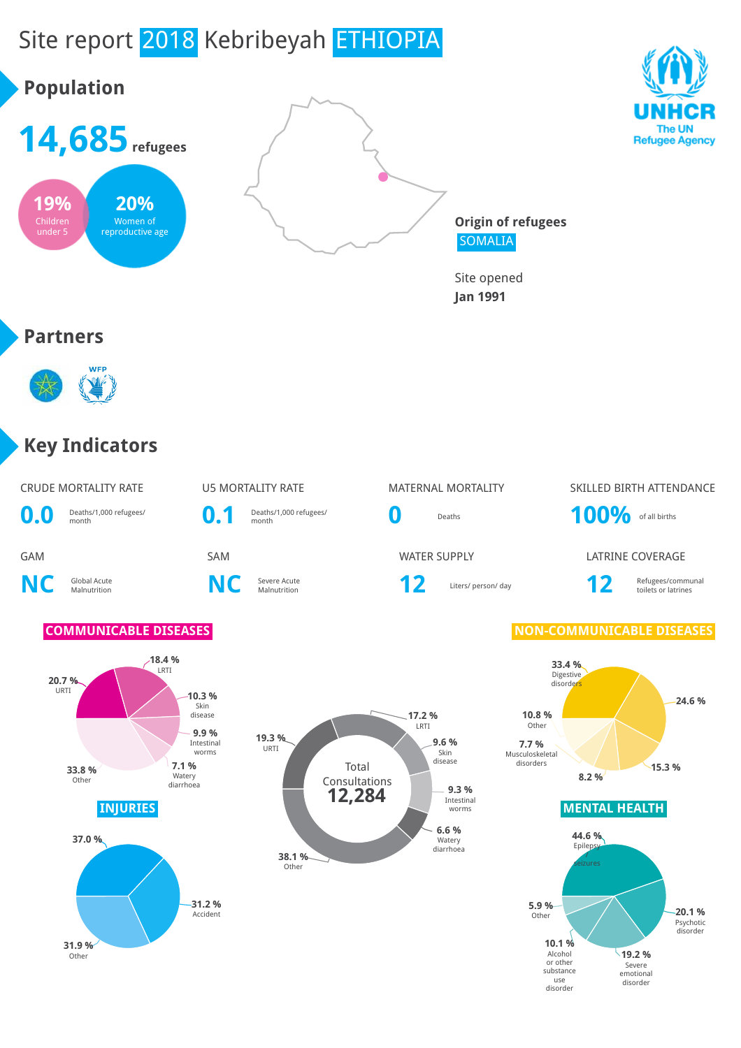# Site report 2018 Kebribeyah ETHIOPIA

UNHCR
The UN Refugee Agency

## Population

**14,685** refugees

- **19%** Children under 5
- **20%** Women of reproductive age

**Origin of refugees**
SOMALIA

Site opened
**Jan 1991**

## Partners

WFP

## Key Indicators

| CRUDE MORTALITY RATE | U5 MORTALITY RATE | MATERNAL MORTALITY | SKILLED BIRTH ATTENDANCE |
|---|---|---|---|
| **0.0** Deaths/1,000 refugees/ month | **0.1** Deaths/1,000 refugees/ month | **0** Deaths | **100%** of all births |

| GAM | SAM | WATER SUPPLY | LATRINE COVERAGE |
|---|---|---|---|
| **NC** Global Acute Malnutrition | **NC** Severe Acute Malnutrition | **12** Liters/ person/ day | **12** Refugees/communal toilets or latrines |

### COMMUNICABLE DISEASES

| Disease | % |
|---|---|
| URTI | 20.7 % |
| LRTI | 18.4 % |
| Skin disease | 10.3 % |
| Intestinal worms | 9.9 % |
| Watery diarrhoea | 7.1 % |
| Other | 33.8 % |

### Total Consultations 12,284

| Category | % |
|---|---|
| LRTI | 17.2 % |
| Skin disease | 9.6 % |
| Intestinal worms | 9.3 % |
| Watery diarrhoea | 6.6 % |
| Other | 38.1 % |
| URTI | 19.3 % |

### NON-COMMUNICABLE DISEASES

| Category | % |
|---|---|
| Digestive disorders | 33.4 % |
| | 24.6 % |
| | 15.3 % |
| | 8.2 % |
| Musculoskeletal disorders | 7.7 % |
| Other | 10.8 % |

### INJURIES

| Category | % |
|---|---|
| | 37.0 % |
| Accident | 31.2 % |
| Other | 31.9 % |

### MENTAL HEALTH

| Category | % |
|---|---|
| Epilepsy seizures | 44.6 % |
| Psychotic disorder | 20.1 % |
| Severe emotional disorder | 19.2 % |
| Alcohol or other substance use disorder | 10.1 % |
| Other | 5.9 % |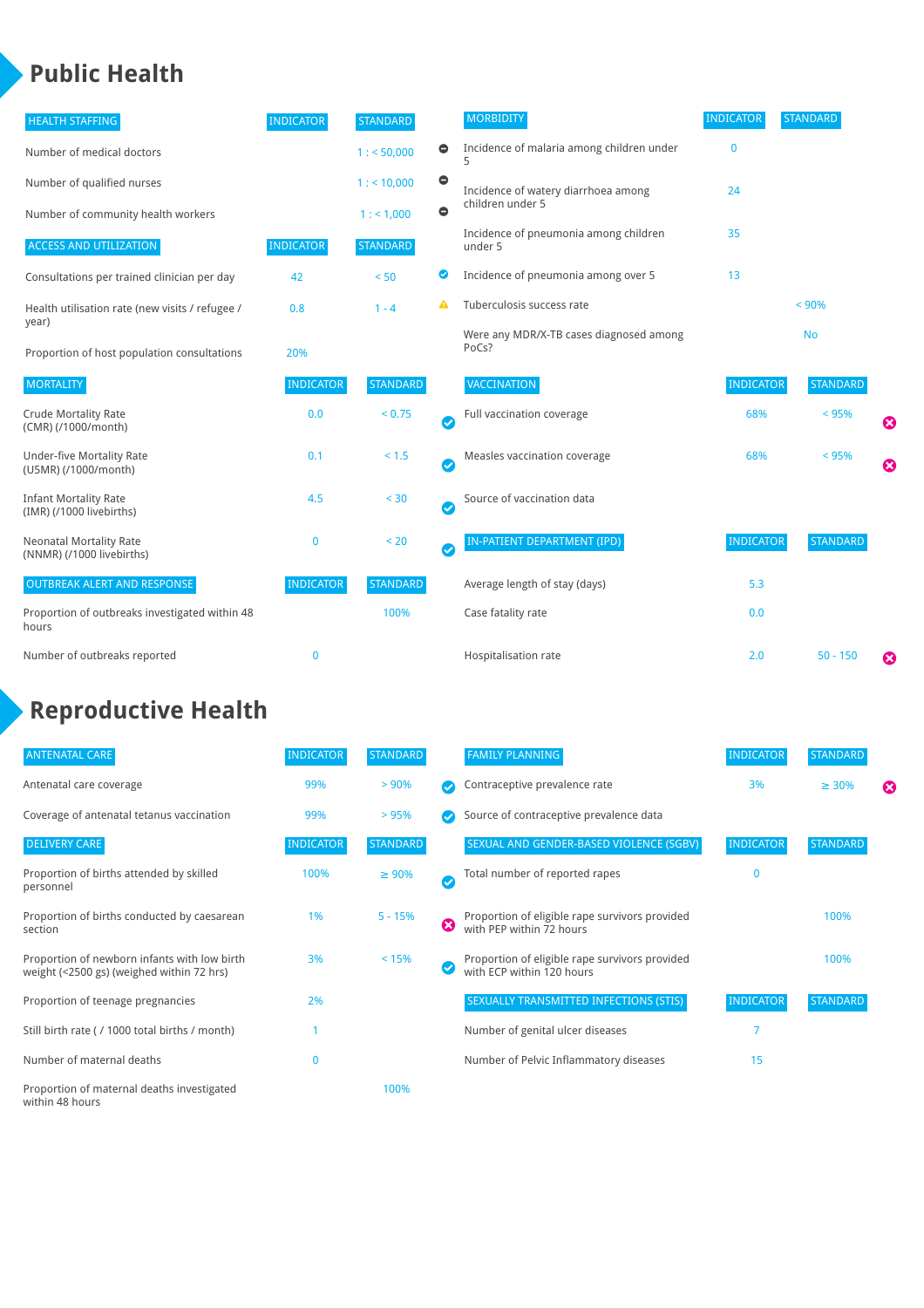# Public Health

| HEALTH STAFFING | INDICATOR | STANDARD |
| --- | --- | --- |
| Number of medical doctors | | 1 : < 50,000 |
| Number of qualified nurses | | 1 : < 10,000 |
| Number of community health workers | | 1 : < 1,000 |

| ACCESS AND UTILIZATION | INDICATOR | STANDARD |
| --- | --- | --- |
| Consultations per trained clinician per day | 42 | < 50 |
| Health utilisation rate (new visits / refugee / year) | 0.8 | 1 - 4 |
| Proportion of host population consultations | 20% | |

| MORTALITY | INDICATOR | STANDARD |
| --- | --- | --- |
| Crude Mortality Rate (CMR) (/1000/month) | 0.0 | < 0.75 |
| Under-five Mortality Rate (U5MR) (/1000/month) | 0.1 | < 1.5 |
| Infant Mortality Rate (IMR) (/1000 livebirths) | 4.5 | < 30 |
| Neonatal Mortality Rate (NNMR) (/1000 livebirths) | 0 | < 20 |

| OUTBREAK ALERT AND RESPONSE | INDICATOR | STANDARD |
| --- | --- | --- |
| Proportion of outbreaks investigated within 48 hours | | 100% |
| Number of outbreaks reported | 0 | |

| MORBIDITY | INDICATOR | STANDARD |
| --- | --- | --- |
| Incidence of malaria among children under 5 | 0 | |
| Incidence of watery diarrhoea among children under 5 | 24 | |
| Incidence of pneumonia among children under 5 | 35 | |
| Incidence of pneumonia among over 5 | 13 | |
| Tuberculosis success rate | | < 90% |
| Were any MDR/X-TB cases diagnosed among PoCs? | | No |

| VACCINATION | INDICATOR | STANDARD |
| --- | --- | --- |
| Full vaccination coverage | 68% | < 95% |
| Measles vaccination coverage | 68% | < 95% |
| Source of vaccination data | | |

| IN-PATIENT DEPARTMENT (IPD) | INDICATOR | STANDARD |
| --- | --- | --- |
| Average length of stay (days) | 5.3 | |
| Case fatality rate | 0.0 | |
| Hospitalisation rate | 2.0 | 50 - 150 |

# Reproductive Health

| ANTENATAL CARE | INDICATOR | STANDARD |
| --- | --- | --- |
| Antenatal care coverage | 99% | > 90% |
| Coverage of antenatal tetanus vaccination | 99% | > 95% |

| DELIVERY CARE | INDICATOR | STANDARD |
| --- | --- | --- |
| Proportion of births attended by skilled personnel | 100% | ≥ 90% |
| Proportion of births conducted by caesarean section | 1% | 5 - 15% |
| Proportion of newborn infants with low birth weight (<2500 gs) (weighed within 72 hrs) | 3% | < 15% |
| Proportion of teenage pregnancies | 2% | |
| Still birth rate ( / 1000 total births / month) | 1 | |
| Number of maternal deaths | 0 | |
| Proportion of maternal deaths investigated within 48 hours | | 100% |

| FAMILY PLANNING | INDICATOR | STANDARD |
| --- | --- | --- |
| Contraceptive prevalence rate | 3% | ≥ 30% |
| Source of contraceptive prevalence data | | |

| SEXUAL AND GENDER-BASED VIOLENCE (SGBV) | INDICATOR | STANDARD |
| --- | --- | --- |
| Total number of reported rapes | 0 | |
| Proportion of eligible rape survivors provided with PEP within 72 hours | | 100% |
| Proportion of eligible rape survivors provided with ECP within 120 hours | | 100% |

| SEXUALLY TRANSMITTED INFECTIONS (STIS) | INDICATOR | STANDARD |
| --- | --- | --- |
| Number of genital ulcer diseases | 7 | |
| Number of Pelvic Inflammatory diseases | 15 | |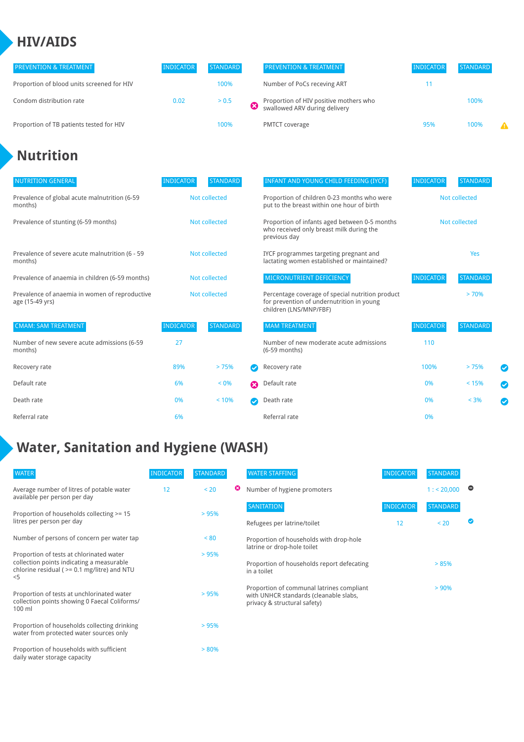# HIV/AIDS

| PREVENTION & TREATMENT | INDICATOR | STANDARD | |
|---|---|---|---|
| Proportion of blood units screened for HIV | | 100% | |
| Condom distribution rate | 0.02 | > 0.5 | ✖ |
| Proportion of TB patients tested for HIV | | 100% | |

| PREVENTION & TREATMENT | INDICATOR | STANDARD | |
|---|---|---|---|
| Number of PoCs receving ART | 11 | | |
| Proportion of HIV positive mothers who swallowed ARV during delivery | | 100% | |
| PMTCT coverage | 95% | 100% | ⚠ |

# Nutrition

| NUTRITION GENERAL | INDICATOR | STANDARD |
|---|---|---|
| Prevalence of global acute malnutrition (6-59 months) | Not collected | |
| Prevalence of stunting (6-59 months) | Not collected | |
| Prevalence of severe acute malnutrition (6 - 59 months) | Not collected | |
| Prevalence of anaemia in children (6-59 months) | Not collected | |
| Prevalence of anaemia in women of reproductive age (15-49 yrs) | Not collected | |

| INFANT AND YOUNG CHILD FEEDING (IYCF) | INDICATOR | STANDARD |
|---|---|---|
| Proportion of children 0-23 months who were put to the breast within one hour of birth | Not collected | |
| Proportion of infants aged between 0-5 months who received only breast milk during the previous day | Not collected | |
| IYCF programmes targeting pregnant and lactating women established or maintained? | | Yes |

| MICRONUTRIENT DEFICIENCY | INDICATOR | STANDARD |
|---|---|---|
| Percentage coverage of special nutrition product for prevention of undernutrition in young children (LNS/MNP/FBF) | | > 70% |

| CMAM: SAM TREATMENT | INDICATOR | STANDARD | |
|---|---|---|---|
| Number of new severe acute admissions (6-59 months) | 27 | | |
| Recovery rate | 89% | > 75% | ✔ |
| Default rate | 6% | < 0% | ✖ |
| Death rate | 0% | < 10% | ✔ |
| Referral rate | 6% | | |

| MAM TREATMENT | INDICATOR | STANDARD | |
|---|---|---|---|
| Number of new moderate acute admissions (6-59 months) | 110 | | |
| Recovery rate | 100% | > 75% | ✔ |
| Default rate | 0% | < 15% | ✔ |
| Death rate | 0% | < 3% | ✔ |
| Referral rate | 0% | | |

# Water, Sanitation and Hygiene (WASH)

| WATER | INDICATOR | STANDARD | |
|---|---|---|---|
| Average number of litres of potable water available per person per day | 12 | < 20 | ✖ |
| Proportion of households collecting >= 15 litres per person per day | | > 95% | |
| Number of persons of concern per water tap | | < 80 | |
| Proportion of tests at chlorinated water collection points indicating a measurable chlorine residual ( >= 0.1 mg/litre) and NTU <5 | | > 95% | |
| Proportion of tests at unchlorinated water collection points showing 0 Faecal Coliforms/ 100 ml | | > 95% | |
| Proportion of households collecting drinking water from protected water sources only | | > 95% | |
| Proportion of households with sufficient daily water storage capacity | | > 80% | |

| WATER STAFFING | INDICATOR | STANDARD | |
|---|---|---|---|
| Number of hygiene promoters | | 1 : < 20,000 | ⊖ |

| SANITATION | INDICATOR | STANDARD | |
|---|---|---|---|
| Refugees per latrine/toilet | 12 | < 20 | ✔ |
| Proportion of households with drop-hole latrine or drop-hole toilet | | | |
| Proportion of households report defecating in a toilet | | > 85% | |
| Proportion of communal latrines compliant with UNHCR standards (cleanable slabs, privacy & structural safety) | | > 90% | |